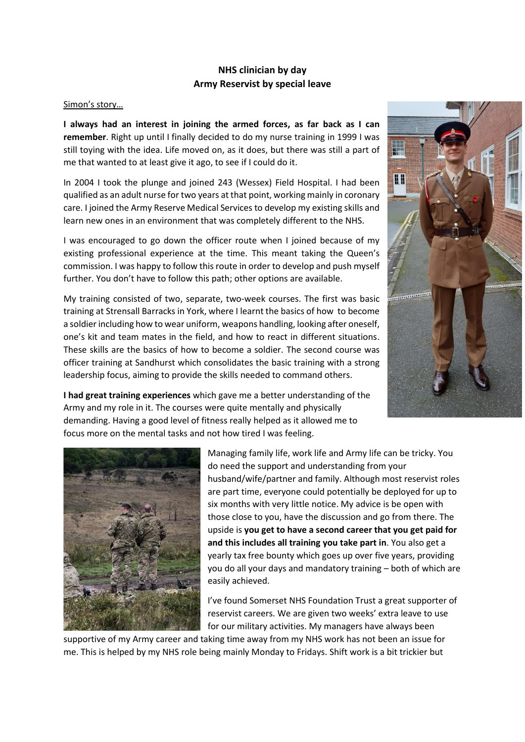**NHS clinician by day**
**Army Reservist by special leave**

Simon's story…

**I always had an interest in joining the armed forces, as far back as I can remember**. Right up until I finally decided to do my nurse training in 1999 I was still toying with the idea. Life moved on, as it does, but there was still a part of me that wanted to at least give it ago, to see if I could do it.

In 2004 I took the plunge and joined 243 (Wessex) Field Hospital. I had been qualified as an adult nurse for two years at that point, working mainly in coronary care. I joined the Army Reserve Medical Services to develop my existing skills and learn new ones in an environment that was completely different to the NHS.

I was encouraged to go down the officer route when I joined because of my existing professional experience at the time. This meant taking the Queen's commission. I was happy to follow this route in order to develop and push myself further. You don't have to follow this path; other options are available.

My training consisted of two, separate, two-week courses. The first was basic training at Strensall Barracks in York, where I learnt the basics of how to become a soldier including how to wear uniform, weapons handling, looking after oneself, one's kit and team mates in the field, and how to react in different situations. These skills are the basics of how to become a soldier. The second course was officer training at Sandhurst which consolidates the basic training with a strong leadership focus, aiming to provide the skills needed to command others.

**I had great training experiences** which gave me a better understanding of the Army and my role in it. The courses were quite mentally and physically demanding. Having a good level of fitness really helped as it allowed me to focus more on the mental tasks and not how tired I was feeling.

Managing family life, work life and Army life can be tricky. You do need the support and understanding from your husband/wife/partner and family. Although most reservist roles are part time, everyone could potentially be deployed for up to six months with very little notice. My advice is be open with those close to you, have the discussion and go from there. The upside is **you get to have a second career that you get paid for and this includes all training you take part in**. You also get a yearly tax free bounty which goes up over five years, providing you do all your days and mandatory training – both of which are easily achieved.

I've found Somerset NHS Foundation Trust a great supporter of reservist careers. We are given two weeks' extra leave to use for our military activities. My managers have always been supportive of my Army career and taking time away from my NHS work has not been an issue for me. This is helped by my NHS role being mainly Monday to Fridays. Shift work is a bit trickier but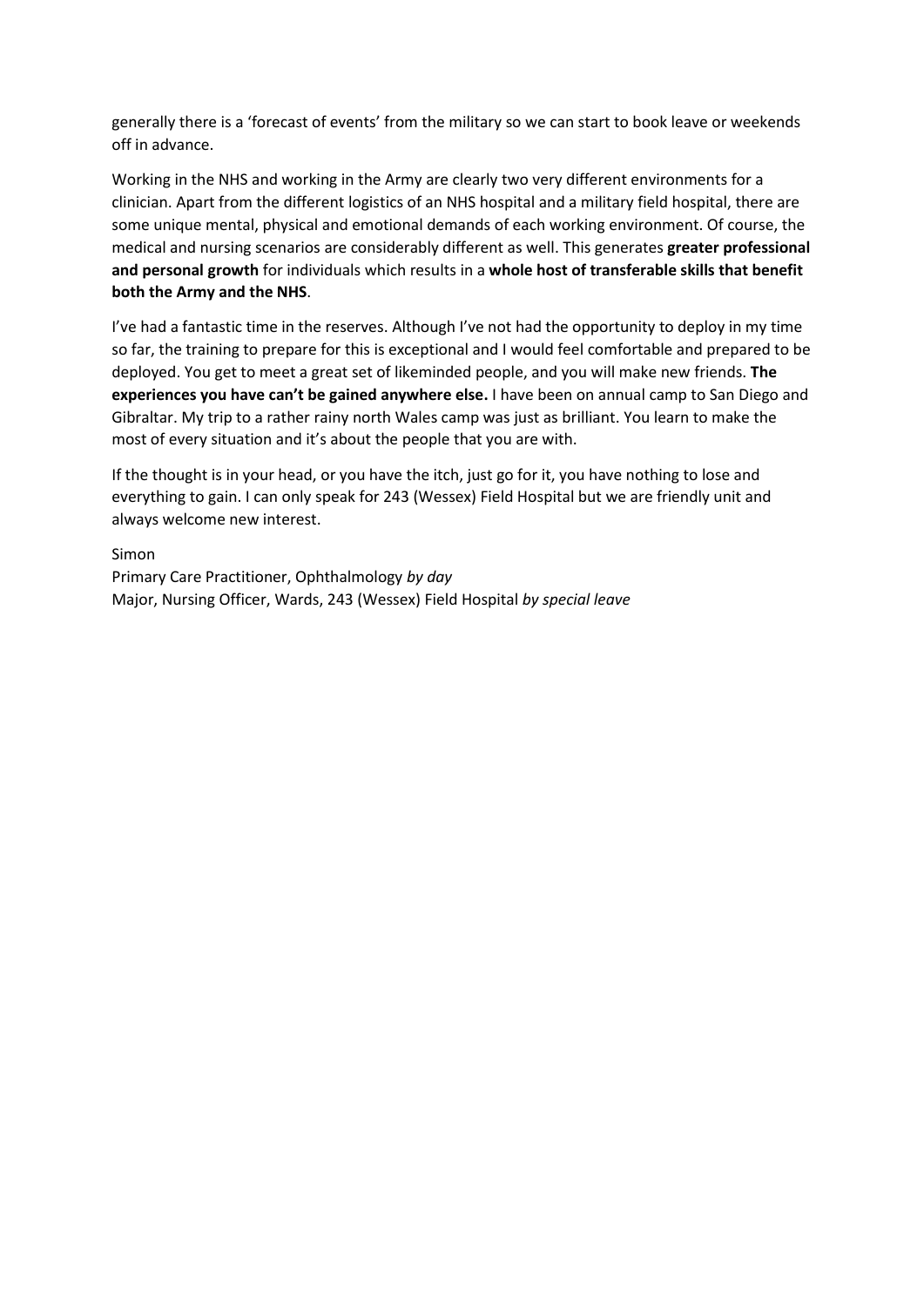generally there is a 'forecast of events' from the military so we can start to book leave or weekends off in advance.

Working in the NHS and working in the Army are clearly two very different environments for a clinician. Apart from the different logistics of an NHS hospital and a military field hospital, there are some unique mental, physical and emotional demands of each working environment. Of course, the medical and nursing scenarios are considerably different as well. This generates **greater professional and personal growth** for individuals which results in a **whole host of transferable skills that benefit both the Army and the NHS**.

I've had a fantastic time in the reserves. Although I've not had the opportunity to deploy in my time so far, the training to prepare for this is exceptional and I would feel comfortable and prepared to be deployed. You get to meet a great set of likeminded people, and you will make new friends. **The experiences you have can't be gained anywhere else.** I have been on annual camp to San Diego and Gibraltar. My trip to a rather rainy north Wales camp was just as brilliant. You learn to make the most of every situation and it's about the people that you are with.

If the thought is in your head, or you have the itch, just go for it, you have nothing to lose and everything to gain. I can only speak for 243 (Wessex) Field Hospital but we are friendly unit and always welcome new interest.

Simon
Primary Care Practitioner, Ophthalmology *by day*
Major, Nursing Officer, Wards, 243 (Wessex) Field Hospital *by special leave*